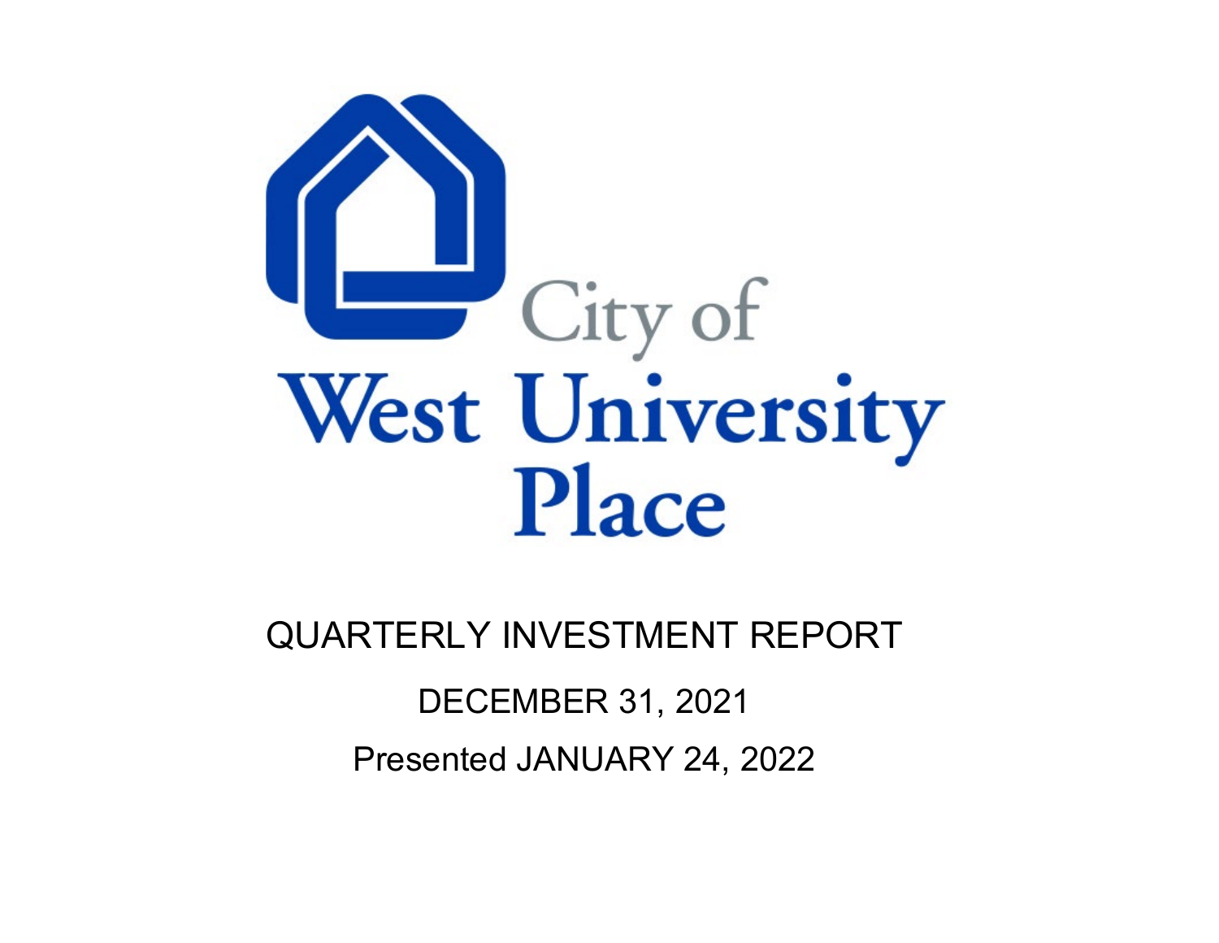City of
West University
Place

# QUARTERLY INVESTMENT REPORT

DECEMBER 31, 2021

Presented JANUARY 24, 2022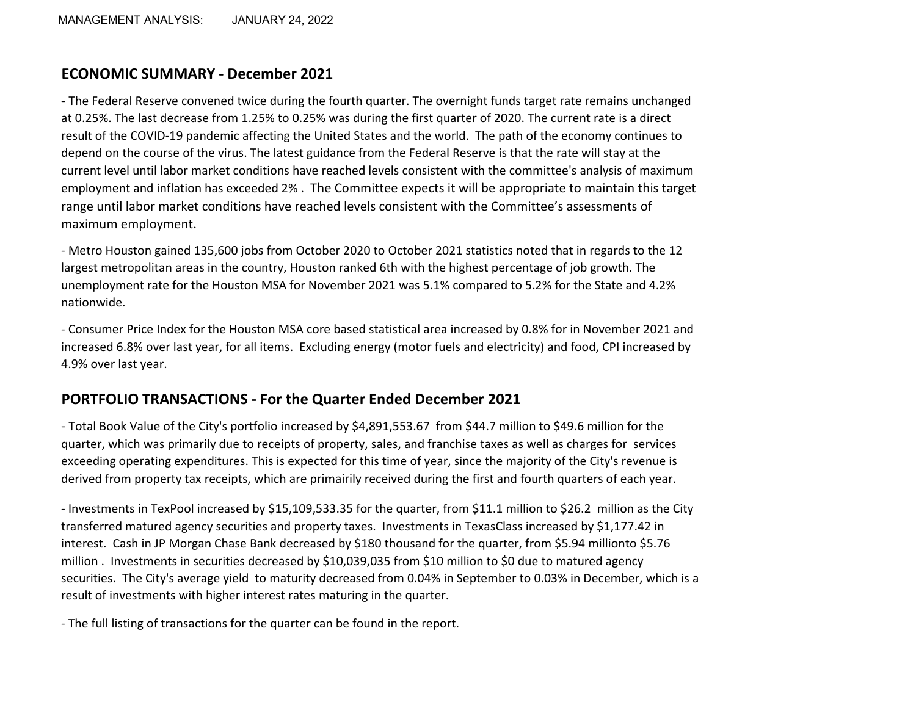MANAGEMENT ANALYSIS: JANUARY 24, 2022

## ECONOMIC SUMMARY - December 2021

- The Federal Reserve convened twice during the fourth quarter. The overnight funds target rate remains unchanged at 0.25%. The last decrease from 1.25% to 0.25% was during the first quarter of 2020. The current rate is a direct result of the COVID-19 pandemic affecting the United States and the world. The path of the economy continues to depend on the course of the virus. The latest guidance from the Federal Reserve is that the rate will stay at the current level until labor market conditions have reached levels consistent with the committee's analysis of maximum employment and inflation has exceeded 2% . The Committee expects it will be appropriate to maintain this target range until labor market conditions have reached levels consistent with the Committee's assessments of maximum employment.

- Metro Houston gained 135,600 jobs from October 2020 to October 2021 statistics noted that in regards to the 12 largest metropolitan areas in the country, Houston ranked 6th with the highest percentage of job growth. The unemployment rate for the Houston MSA for November 2021 was 5.1% compared to 5.2% for the State and 4.2% nationwide.

- Consumer Price Index for the Houston MSA core based statistical area increased by 0.8% for in November 2021 and increased 6.8% over last year, for all items. Excluding energy (motor fuels and electricity) and food, CPI increased by 4.9% over last year.

## PORTFOLIO TRANSACTIONS - For the Quarter Ended December 2021

- Total Book Value of the City's portfolio increased by $4,891,553.67 from $44.7 million to $49.6 million for the quarter, which was primarily due to receipts of property, sales, and franchise taxes as well as charges for services exceeding operating expenditures. This is expected for this time of year, since the majority of the City's revenue is derived from property tax receipts, which are primairily received during the first and fourth quarters of each year.

- Investments in TexPool increased by $15,109,533.35 for the quarter, from $11.1 million to $26.2 million as the City transferred matured agency securities and property taxes. Investments in TexasClass increased by $1,177.42 in interest. Cash in JP Morgan Chase Bank decreased by $180 thousand for the quarter, from $5.94 millionto $5.76 million . Investments in securities decreased by $10,039,035 from $10 million to $0 due to matured agency securities. The City's average yield to maturity decreased from 0.04% in September to 0.03% in December, which is a result of investments with higher interest rates maturing in the quarter.

- The full listing of transactions for the quarter can be found in the report.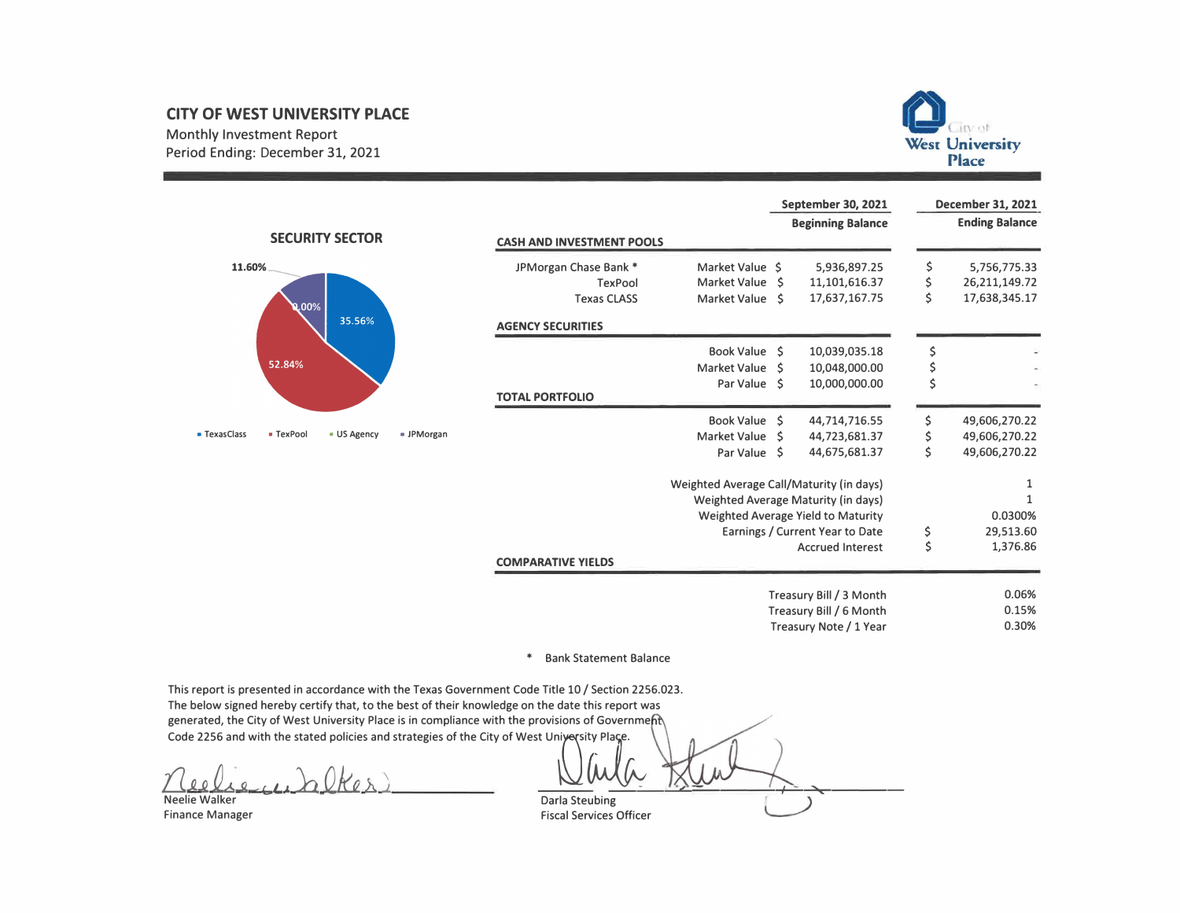# CITY OF WEST UNIVERSITY PLACE

Monthly Investment Report
Period Ending: December 31, 2021

City of West University Place

## SECURITY SECTOR

11.60%
0.00%
35.56%
52.84%

TexasClass
TexPool
US Agency
JPMorgan

| | | September 30, 2021 Beginning Balance | December 31, 2021 Ending Balance |
|---|---|---|---|
| **CASH AND INVESTMENT POOLS** | | | |
| JPMorgan Chase Bank * | Market Value | $ 5,936,897.25 | $ 5,756,775.33 |
| TexPool | Market Value | $ 11,101,616.37 | $ 26,211,149.72 |
| Texas CLASS | Market Value | $ 17,637,167.75 | $ 17,638,345.17 |
| **AGENCY SECURITIES** | | | |
| | Book Value | $ 10,039,035.18 | $ - |
| | Market Value | $ 10,048,000.00 | $ - |
| | Par Value | $ 10,000,000.00 | $ - |
| **TOTAL PORTFOLIO** | | | |
| | Book Value | $ 44,714,716.55 | $ 49,606,270.22 |
| | Market Value | $ 44,723,681.37 | $ 49,606,270.22 |
| | Par Value | $ 44,675,681.37 | $ 49,606,270.22 |
| | Weighted Average Call/Maturity (in days) | | 1 |
| | Weighted Average Maturity (in days) | | 1 |
| | Weighted Average Yield to Maturity | | 0.0300% |
| | Earnings / Current Year to Date | | $ 29,513.60 |
| | Accrued Interest | | $ 1,376.86 |
| **COMPARATIVE YIELDS** | | | |
| | Treasury Bill / 3 Month | | 0.06% |
| | Treasury Bill / 6 Month | | 0.15% |
| | Treasury Note / 1 Year | | 0.30% |

\* Bank Statement Balance

This report is presented in accordance with the Texas Government Code Title 10 / Section 2256.023. The below signed hereby certify that, to the best of their knowledge on the date this report was generated, the City of West University Place is in compliance with the provisions of Government Code 2256 and with the stated policies and strategies of the City of West University Place.

Neelie Walker
Finance Manager

Darla Steubing
Fiscal Services Officer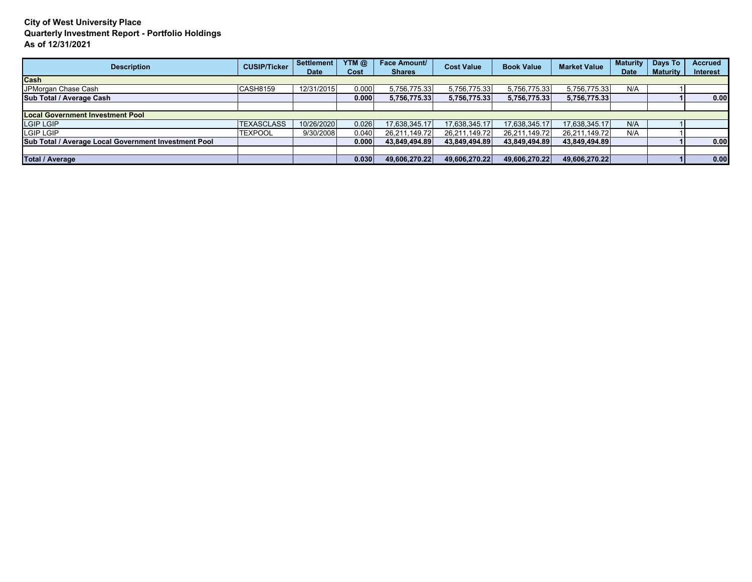**City of West University Place**
**Quarterly Investment Report - Portfolio Holdings**
**As of 12/31/2021**

| Description | CUSIP/Ticker | Settlement Date | YTM @ Cost | Face Amount/ Shares | Cost Value | Book Value | Market Value | Maturity Date | Days To Maturity | Accrued Interest |
|---|---|---|---|---|---|---|---|---|---|---|
| **Cash** | | | | | | | | | | |
| JPMorgan Chase Cash | CASH8159 | 12/31/2015 | 0.000 | 5,756,775.33 | 5,756,775.33 | 5,756,775.33 | 5,756,775.33 | N/A | 1 | |
| **Sub Total / Average Cash** | | | **0.000** | **5,756,775.33** | **5,756,775.33** | **5,756,775.33** | **5,756,775.33** | | **1** | **0.00** |
| | | | | | | | | | | |
| **Local Government Investment Pool** | | | | | | | | | | |
| LGIP LGIP | TEXASCLASS | 10/26/2020 | 0.026 | 17,638,345.17 | 17,638,345.17 | 17,638,345.17 | 17,638,345.17 | N/A | 1 | |
| LGIP LGIP | TEXPOOL | 9/30/2008 | 0.040 | 26,211,149.72 | 26,211,149.72 | 26,211,149.72 | 26,211,149.72 | N/A | 1 | |
| **Sub Total / Average Local Government Investment Pool** | | | **0.000** | **43,849,494.89** | **43,849,494.89** | **43,849,494.89** | **43,849,494.89** | | **1** | **0.00** |
| | | | | | | | | | | |
| **Total / Average** | | | **0.030** | **49,606,270.22** | **49,606,270.22** | **49,606,270.22** | **49,606,270.22** | | **1** | **0.00** |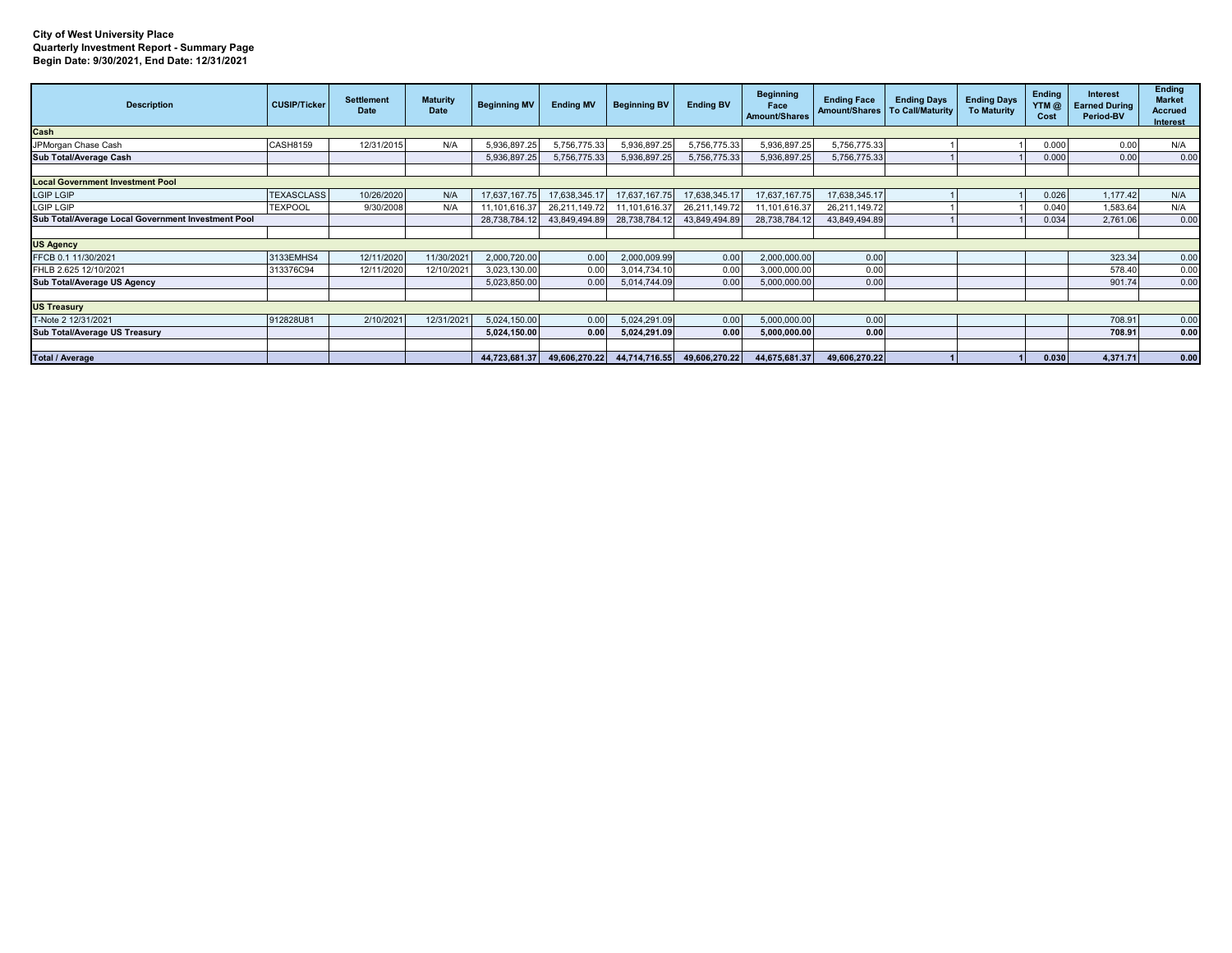**City of West University Place**
**Quarterly Investment Report - Summary Page**
**Begin Date: 9/30/2021, End Date: 12/31/2021**

| Description | CUSIP/Ticker | Settlement Date | Maturity Date | Beginning MV | Ending MV | Beginning BV | Ending BV | Beginning Face Amount/Shares | Ending Face Amount/Shares | Ending Days To Call/Maturity | Ending Days To Maturity | Ending YTM @ Cost | Interest Earned During Period-BV | Ending Market Accrued Interest |
|---|---|---|---|---|---|---|---|---|---|---|---|---|---|---|
| **Cash** | | | | | | | | | | | | | | |
| JPMorgan Chase Cash | CASH8159 | 12/31/2015 | N/A | 5,936,897.25 | 5,756,775.33 | 5,936,897.25 | 5,756,775.33 | 5,936,897.25 | 5,756,775.33 | 1 | 1 | 0.000 | 0.00 | N/A |
| **Sub Total/Average Cash** | | | | 5,936,897.25 | 5,756,775.33 | 5,936,897.25 | 5,756,775.33 | 5,936,897.25 | 5,756,775.33 | 1 | 1 | 0.000 | 0.00 | 0.00 |
| | | | | | | | | | | | | | | |
| **Local Government Investment Pool** | | | | | | | | | | | | | | |
| LGIP LGIP | TEXASCLASS | 10/26/2020 | N/A | 17,637,167.75 | 17,638,345.17 | 17,637,167.75 | 17,638,345.17 | 17,637,167.75 | 17,638,345.17 | 1 | 1 | 0.026 | 1,177.42 | N/A |
| LGIP LGIP | TEXPOOL | 9/30/2008 | N/A | 11,101,616.37 | 26,211,149.72 | 11,101,616.37 | 26,211,149.72 | 11,101,616.37 | 26,211,149.72 | 1 | 1 | 0.040 | 1,583.64 | N/A |
| **Sub Total/Average Local Government Investment Pool** | | | | 28,738,784.12 | 43,849,494.89 | 28,738,784.12 | 43,849,494.89 | 28,738,784.12 | 43,849,494.89 | 1 | 1 | 0.034 | 2,761.06 | 0.00 |
| | | | | | | | | | | | | | | |
| **US Agency** | | | | | | | | | | | | | | |
| FFCB 0.1 11/30/2021 | 3133EMHS4 | 12/11/2020 | 11/30/2021 | 2,000,720.00 | 0.00 | 2,000,009.99 | 0.00 | 2,000,000.00 | 0.00 | | | | 323.34 | 0.00 |
| FHLB 2.625 12/10/2021 | 313376C94 | 12/11/2020 | 12/10/2021 | 3,023,130.00 | 0.00 | 3,014,734.10 | 0.00 | 3,000,000.00 | 0.00 | | | | 578.40 | 0.00 |
| **Sub Total/Average US Agency** | | | | 5,023,850.00 | 0.00 | 5,014,744.09 | 0.00 | 5,000,000.00 | 0.00 | | | | 901.74 | 0.00 |
| | | | | | | | | | | | | | | |
| **US Treasury** | | | | | | | | | | | | | | |
| T-Note 2 12/31/2021 | 912828U81 | 2/10/2021 | 12/31/2021 | 5,024,150.00 | 0.00 | 5,024,291.09 | 0.00 | 5,000,000.00 | 0.00 | | | | 708.91 | 0.00 |
| **Sub Total/Average US Treasury** | | | | **5,024,150.00** | **0.00** | **5,024,291.09** | **0.00** | **5,000,000.00** | **0.00** | | | | **708.91** | **0.00** |
| | | | | | | | | | | | | | | |
| **Total / Average** | | | | **44,723,681.37** | **49,606,270.22** | **44,714,716.55** | **49,606,270.22** | **44,675,681.37** | **49,606,270.22** | **1** | **1** | **0.030** | **4,371.71** | **0.00** |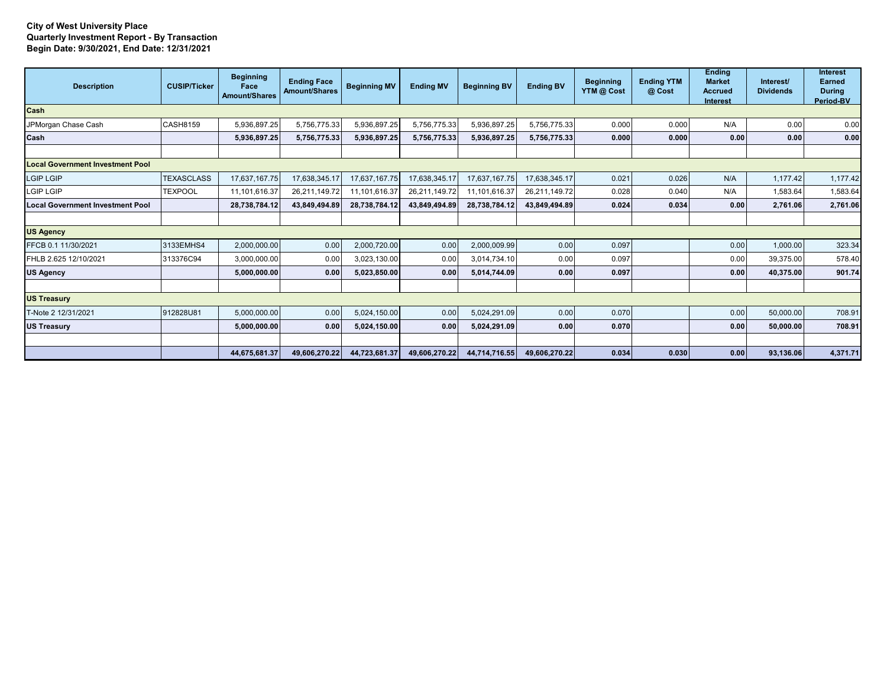**City of West University Place**
**Quarterly Investment Report - By Transaction**
**Begin Date: 9/30/2021, End Date: 12/31/2021**

| Description | CUSIP/Ticker | Beginning Face Amount/Shares | Ending Face Amount/Shares | Beginning MV | Ending MV | Beginning BV | Ending BV | Beginning YTM @ Cost | Ending YTM @ Cost | Ending Market Accrued Interest | Interest/ Dividends | Interest Earned During Period-BV |
|---|---|---|---|---|---|---|---|---|---|---|---|---|
| **Cash** | | | | | | | | | | | | |
| JPMorgan Chase Cash | CASH8159 | 5,936,897.25 | 5,756,775.33 | 5,936,897.25 | 5,756,775.33 | 5,936,897.25 | 5,756,775.33 | 0.000 | 0.000 | N/A | 0.00 | 0.00 |
| **Cash** | | **5,936,897.25** | **5,756,775.33** | **5,936,897.25** | **5,756,775.33** | **5,936,897.25** | **5,756,775.33** | **0.000** | **0.000** | **0.00** | **0.00** | **0.00** |
| | | | | | | | | | | | | |
| **Local Government Investment Pool** | | | | | | | | | | | | |
| LGIP LGIP | TEXASCLASS | 17,637,167.75 | 17,638,345.17 | 17,637,167.75 | 17,638,345.17 | 17,637,167.75 | 17,638,345.17 | 0.021 | 0.026 | N/A | 1,177.42 | 1,177.42 |
| LGIP LGIP | TEXPOOL | 11,101,616.37 | 26,211,149.72 | 11,101,616.37 | 26,211,149.72 | 11,101,616.37 | 26,211,149.72 | 0.028 | 0.040 | N/A | 1,583.64 | 1,583.64 |
| **Local Government Investment Pool** | | **28,738,784.12** | **43,849,494.89** | **28,738,784.12** | **43,849,494.89** | **28,738,784.12** | **43,849,494.89** | **0.024** | **0.034** | **0.00** | **2,761.06** | **2,761.06** |
| | | | | | | | | | | | | |
| **US Agency** | | | | | | | | | | | | |
| FFCB 0.1 11/30/2021 | 3133EMHS4 | 2,000,000.00 | 0.00 | 2,000,720.00 | 0.00 | 2,000,009.99 | 0.00 | 0.097 | | 0.00 | 1,000.00 | 323.34 |
| FHLB 2.625 12/10/2021 | 313376C94 | 3,000,000.00 | 0.00 | 3,023,130.00 | 0.00 | 3,014,734.10 | 0.00 | 0.097 | | 0.00 | 39,375.00 | 578.40 |
| **US Agency** | | **5,000,000.00** | **0.00** | **5,023,850.00** | **0.00** | **5,014,744.09** | **0.00** | **0.097** | | **0.00** | **40,375.00** | **901.74** |
| | | | | | | | | | | | | |
| **US Treasury** | | | | | | | | | | | | |
| T-Note 2 12/31/2021 | 912828U81 | 5,000,000.00 | 0.00 | 5,024,150.00 | 0.00 | 5,024,291.09 | 0.00 | 0.070 | | 0.00 | 50,000.00 | 708.91 |
| **US Treasury** | | **5,000,000.00** | **0.00** | **5,024,150.00** | **0.00** | **5,024,291.09** | **0.00** | **0.070** | | **0.00** | **50,000.00** | **708.91** |
| | | | | | | | | | | | | |
| | | **44,675,681.37** | **49,606,270.22** | **44,723,681.37** | **49,606,270.22** | **44,714,716.55** | **49,606,270.22** | **0.034** | **0.030** | **0.00** | **93,136.06** | **4,371.71** |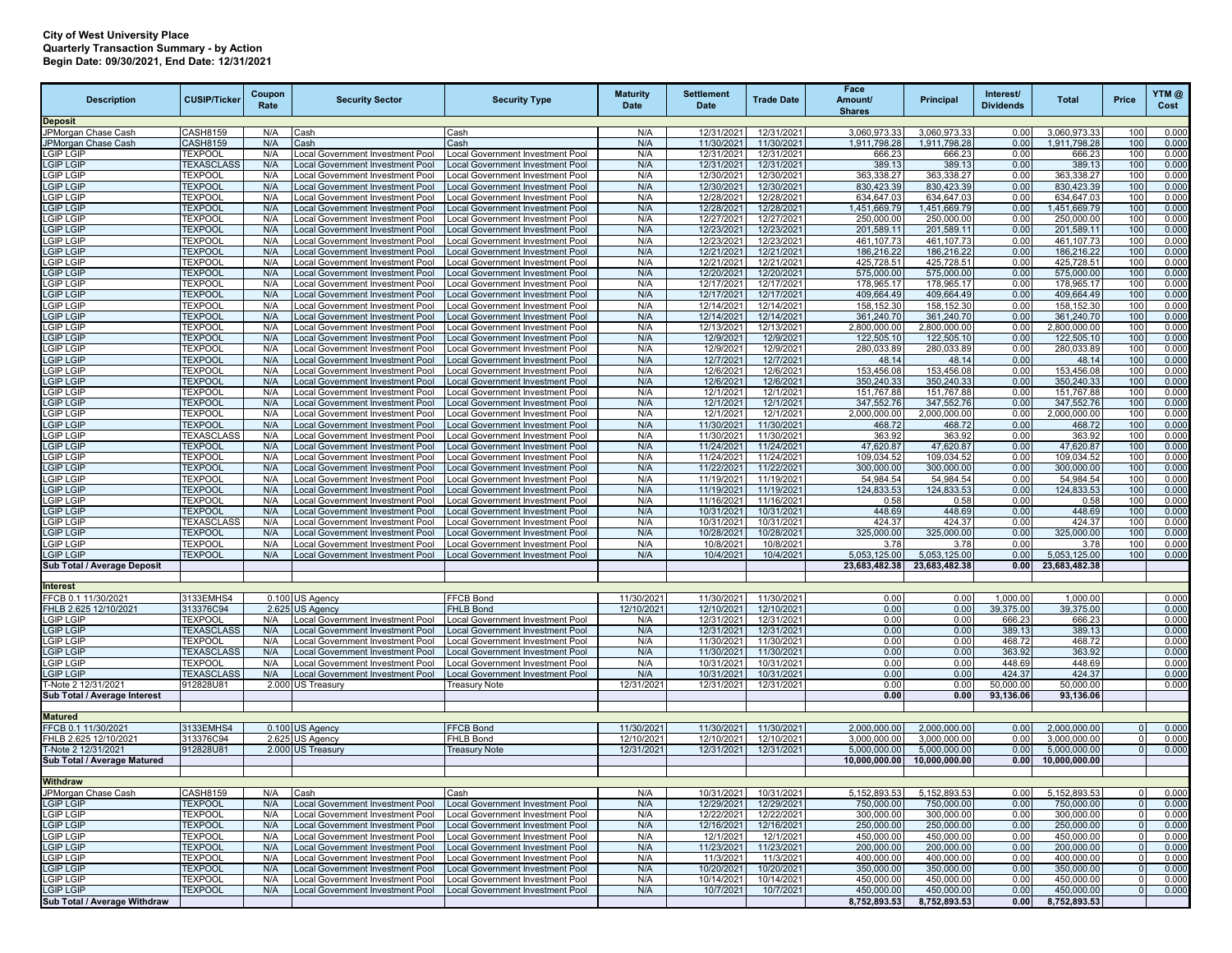**City of West University Place**
**Quarterly Transaction Summary - by Action**
**Begin Date: 09/30/2021, End Date: 12/31/2021**

| Description | CUSIP/Ticker | Coupon Rate | Security Sector | Security Type | Maturity Date | Settlement Date | Trade Date | Face Amount/ Shares | Principal | Interest/ Dividends | Total | Price | YTM @ Cost |
|---|---|---|---|---|---|---|---|---|---|---|---|---|---|
| **Deposit** | | | | | | | | | | | | | |
| JPMorgan Chase Cash | CASH8159 | N/A | Cash | Cash | N/A | 12/31/2021 | 12/31/2021 | 3,060,973.33 | 3,060,973.33 | 0.00 | 3,060,973.33 | 100 | 0.000 |
| JPMorgan Chase Cash | CASH8159 | N/A | Cash | Cash | N/A | 11/30/2021 | 11/30/2021 | 1,911,798.28 | 1,911,798.28 | 0.00 | 1,911,798.28 | 100 | 0.000 |
| LGIP LGIP | TEXPOOL | N/A | Local Government Investment Pool | Local Government Investment Pool | N/A | 12/31/2021 | 12/31/2021 | 666.23 | 666.23 | 0.00 | 666.23 | 100 | 0.000 |
| LGIP LGIP | TEXASCLASS | N/A | Local Government Investment Pool | Local Government Investment Pool | N/A | 12/31/2021 | 12/31/2021 | 389.13 | 389.13 | 0.00 | 389.13 | 100 | 0.000 |
| LGIP LGIP | TEXPOOL | N/A | Local Government Investment Pool | Local Government Investment Pool | N/A | 12/30/2021 | 12/30/2021 | 363,338.27 | 363,338.27 | 0.00 | 363,338.27 | 100 | 0.000 |
| LGIP LGIP | TEXPOOL | N/A | Local Government Investment Pool | Local Government Investment Pool | N/A | 12/30/2021 | 12/30/2021 | 830,423.39 | 830,423.39 | 0.00 | 830,423.39 | 100 | 0.000 |
| LGIP LGIP | TEXPOOL | N/A | Local Government Investment Pool | Local Government Investment Pool | N/A | 12/28/2021 | 12/28/2021 | 634,647.03 | 634,647.03 | 0.00 | 634,647.03 | 100 | 0.000 |
| LGIP LGIP | TEXPOOL | N/A | Local Government Investment Pool | Local Government Investment Pool | N/A | 12/28/2021 | 12/28/2021 | 1,451,669.79 | 1,451,669.79 | 0.00 | 1,451,669.79 | 100 | 0.000 |
| LGIP LGIP | TEXPOOL | N/A | Local Government Investment Pool | Local Government Investment Pool | N/A | 12/27/2021 | 12/27/2021 | 250,000.00 | 250,000.00 | 0.00 | 250,000.00 | 100 | 0.000 |
| LGIP LGIP | TEXPOOL | N/A | Local Government Investment Pool | Local Government Investment Pool | N/A | 12/23/2021 | 12/23/2021 | 201,589.11 | 201,589.11 | 0.00 | 201,589.11 | 100 | 0.000 |
| LGIP LGIP | TEXPOOL | N/A | Local Government Investment Pool | Local Government Investment Pool | N/A | 12/23/2021 | 12/23/2021 | 461,107.73 | 461,107.73 | 0.00 | 461,107.73 | 100 | 0.000 |
| LGIP LGIP | TEXPOOL | N/A | Local Government Investment Pool | Local Government Investment Pool | N/A | 12/21/2021 | 12/21/2021 | 186,216.22 | 186,216.22 | 0.00 | 186,216.22 | 100 | 0.000 |
| LGIP LGIP | TEXPOOL | N/A | Local Government Investment Pool | Local Government Investment Pool | N/A | 12/21/2021 | 12/21/2021 | 425,728.51 | 425,728.51 | 0.00 | 425,728.51 | 100 | 0.000 |
| LGIP LGIP | TEXPOOL | N/A | Local Government Investment Pool | Local Government Investment Pool | N/A | 12/20/2021 | 12/20/2021 | 575,000.00 | 575,000.00 | 0.00 | 575,000.00 | 100 | 0.000 |
| LGIP LGIP | TEXPOOL | N/A | Local Government Investment Pool | Local Government Investment Pool | N/A | 12/17/2021 | 12/17/2021 | 178,965.17 | 178,965.17 | 0.00 | 178,965.17 | 100 | 0.000 |
| LGIP LGIP | TEXPOOL | N/A | Local Government Investment Pool | Local Government Investment Pool | N/A | 12/17/2021 | 12/17/2021 | 409,664.49 | 409,664.49 | 0.00 | 409,664.49 | 100 | 0.000 |
| LGIP LGIP | TEXPOOL | N/A | Local Government Investment Pool | Local Government Investment Pool | N/A | 12/14/2021 | 12/14/2021 | 158,152.30 | 158,152.30 | 0.00 | 158,152.30 | 100 | 0.000 |
| LGIP LGIP | TEXPOOL | N/A | Local Government Investment Pool | Local Government Investment Pool | N/A | 12/14/2021 | 12/14/2021 | 361,240.70 | 361,240.70 | 0.00 | 361,240.70 | 100 | 0.000 |
| LGIP LGIP | TEXPOOL | N/A | Local Government Investment Pool | Local Government Investment Pool | N/A | 12/13/2021 | 12/13/2021 | 2,800,000.00 | 2,800,000.00 | 0.00 | 2,800,000.00 | 100 | 0.000 |
| LGIP LGIP | TEXPOOL | N/A | Local Government Investment Pool | Local Government Investment Pool | N/A | 12/9/2021 | 12/9/2021 | 122,505.10 | 122,505.10 | 0.00 | 122,505.10 | 100 | 0.000 |
| LGIP LGIP | TEXPOOL | N/A | Local Government Investment Pool | Local Government Investment Pool | N/A | 12/9/2021 | 12/9/2021 | 280,033.89 | 280,033.89 | 0.00 | 280,033.89 | 100 | 0.000 |
| LGIP LGIP | TEXPOOL | N/A | Local Government Investment Pool | Local Government Investment Pool | N/A | 12/7/2021 | 12/7/2021 | 48.14 | 48.14 | 0.00 | 48.14 | 100 | 0.000 |
| LGIP LGIP | TEXPOOL | N/A | Local Government Investment Pool | Local Government Investment Pool | N/A | 12/6/2021 | 12/6/2021 | 153,456.08 | 153,456.08 | 0.00 | 153,456.08 | 100 | 0.000 |
| LGIP LGIP | TEXPOOL | N/A | Local Government Investment Pool | Local Government Investment Pool | N/A | 12/6/2021 | 12/6/2021 | 350,240.33 | 350,240.33 | 0.00 | 350,240.33 | 100 | 0.000 |
| LGIP LGIP | TEXPOOL | N/A | Local Government Investment Pool | Local Government Investment Pool | N/A | 12/1/2021 | 12/1/2021 | 151,767.88 | 151,767.88 | 0.00 | 151,767.88 | 100 | 0.000 |
| LGIP LGIP | TEXPOOL | N/A | Local Government Investment Pool | Local Government Investment Pool | N/A | 12/1/2021 | 12/1/2021 | 347,552.76 | 347,552.76 | 0.00 | 347,552.76 | 100 | 0.000 |
| LGIP LGIP | TEXPOOL | N/A | Local Government Investment Pool | Local Government Investment Pool | N/A | 12/1/2021 | 12/1/2021 | 2,000,000.00 | 2,000,000.00 | 0.00 | 2,000,000.00 | 100 | 0.000 |
| LGIP LGIP | TEXPOOL | N/A | Local Government Investment Pool | Local Government Investment Pool | N/A | 11/30/2021 | 11/30/2021 | 468.72 | 468.72 | 0.00 | 468.72 | 100 | 0.000 |
| LGIP LGIP | TEXASCLASS | N/A | Local Government Investment Pool | Local Government Investment Pool | N/A | 11/30/2021 | 11/30/2021 | 363.92 | 363.92 | 0.00 | 363.92 | 100 | 0.000 |
| LGIP LGIP | TEXPOOL | N/A | Local Government Investment Pool | Local Government Investment Pool | N/A | 11/24/2021 | 11/24/2021 | 47,620.87 | 47,620.87 | 0.00 | 47,620.87 | 100 | 0.000 |
| LGIP LGIP | TEXPOOL | N/A | Local Government Investment Pool | Local Government Investment Pool | N/A | 11/24/2021 | 11/24/2021 | 109,034.52 | 109,034.52 | 0.00 | 109,034.52 | 100 | 0.000 |
| LGIP LGIP | TEXPOOL | N/A | Local Government Investment Pool | Local Government Investment Pool | N/A | 11/22/2021 | 11/22/2021 | 300,000.00 | 300,000.00 | 0.00 | 300,000.00 | 100 | 0.000 |
| LGIP LGIP | TEXPOOL | N/A | Local Government Investment Pool | Local Government Investment Pool | N/A | 11/19/2021 | 11/19/2021 | 54,984.54 | 54,984.54 | 0.00 | 54,984.54 | 100 | 0.000 |
| LGIP LGIP | TEXPOOL | N/A | Local Government Investment Pool | Local Government Investment Pool | N/A | 11/19/2021 | 11/19/2021 | 124,833.53 | 124,833.53 | 0.00 | 124,833.53 | 100 | 0.000 |
| LGIP LGIP | TEXPOOL | N/A | Local Government Investment Pool | Local Government Investment Pool | N/A | 11/16/2021 | 11/16/2021 | 0.58 | 0.58 | 0.00 | 0.58 | 100 | 0.000 |
| LGIP LGIP | TEXPOOL | N/A | Local Government Investment Pool | Local Government Investment Pool | N/A | 10/31/2021 | 10/31/2021 | 448.69 | 448.69 | 0.00 | 448.69 | 100 | 0.000 |
| LGIP LGIP | TEXASCLASS | N/A | Local Government Investment Pool | Local Government Investment Pool | N/A | 10/31/2021 | 10/31/2021 | 424.37 | 424.37 | 0.00 | 424.37 | 100 | 0.000 |
| LGIP LGIP | TEXPOOL | N/A | Local Government Investment Pool | Local Government Investment Pool | N/A | 10/28/2021 | 10/28/2021 | 325,000.00 | 325,000.00 | 0.00 | 325,000.00 | 100 | 0.000 |
| LGIP LGIP | TEXPOOL | N/A | Local Government Investment Pool | Local Government Investment Pool | N/A | 10/8/2021 | 10/8/2021 | 3.78 | 3.78 | 0.00 | 3.78 | 100 | 0.000 |
| LGIP LGIP | TEXPOOL | N/A | Local Government Investment Pool | Local Government Investment Pool | N/A | 10/4/2021 | 10/4/2021 | 5,053,125.00 | 5,053,125.00 | 0.00 | 5,053,125.00 | 100 | 0.000 |
| **Sub Total / Average Deposit** | | | | | | | | **23,683,482.38** | **23,683,482.38** | **0.00** | **23,683,482.38** | | |
| **Interest** | | | | | | | | | | | | | |
| FFCB 0.1 11/30/2021 | 3133EMHS4 | 0.100 | US Agency | FFCB Bond | 11/30/2021 | 11/30/2021 | 11/30/2021 | 0.00 | 0.00 | 1,000.00 | 1,000.00 | | 0.000 |
| FHLB 2.625 12/10/2021 | 313376C94 | 2.625 | US Agency | FHLB Bond | 12/10/2021 | 12/10/2021 | 12/10/2021 | 0.00 | 0.00 | 39,375.00 | 39,375.00 | | 0.000 |
| LGIP LGIP | TEXPOOL | N/A | Local Government Investment Pool | Local Government Investment Pool | N/A | 12/31/2021 | 12/31/2021 | 0.00 | 0.00 | 666.23 | 666.23 | | 0.000 |
| LGIP LGIP | TEXASCLASS | N/A | Local Government Investment Pool | Local Government Investment Pool | N/A | 12/31/2021 | 12/31/2021 | 0.00 | 0.00 | 389.13 | 389.13 | | 0.000 |
| LGIP LGIP | TEXPOOL | N/A | Local Government Investment Pool | Local Government Investment Pool | N/A | 11/30/2021 | 11/30/2021 | 0.00 | 0.00 | 468.72 | 468.72 | | 0.000 |
| LGIP LGIP | TEXASCLASS | N/A | Local Government Investment Pool | Local Government Investment Pool | N/A | 11/30/2021 | 11/30/2021 | 0.00 | 0.00 | 363.92 | 363.92 | | 0.000 |
| LGIP LGIP | TEXPOOL | N/A | Local Government Investment Pool | Local Government Investment Pool | N/A | 10/31/2021 | 10/31/2021 | 0.00 | 0.00 | 448.69 | 448.69 | | 0.000 |
| LGIP LGIP | TEXASCLASS | N/A | Local Government Investment Pool | Local Government Investment Pool | N/A | 10/31/2021 | 10/31/2021 | 0.00 | 0.00 | 424.37 | 424.37 | | 0.000 |
| T-Note 2 12/31/2021 | 912828U81 | 2.000 | US Treasury | Treasury Note | 12/31/2021 | 12/31/2021 | 12/31/2021 | 0.00 | 0.00 | 50,000.00 | 50,000.00 | | 0.000 |
| **Sub Total / Average Interest** | | | | | | | | **0.00** | **0.00** | **93,136.06** | **93,136.06** | | |
| **Matured** | | | | | | | | | | | | | |
| FFCB 0.1 11/30/2021 | 3133EMHS4 | 0.100 | US Agency | FFCB Bond | 11/30/2021 | 11/30/2021 | 11/30/2021 | 2,000,000.00 | 2,000,000.00 | 0.00 | 2,000,000.00 | 0 | 0.000 |
| FHLB 2.625 12/10/2021 | 313376C94 | 2.625 | US Agency | FHLB Bond | 12/10/2021 | 12/10/2021 | 12/10/2021 | 3,000,000.00 | 3,000,000.00 | 0.00 | 3,000,000.00 | 0 | 0.000 |
| T-Note 2 12/31/2021 | 912828U81 | 2.000 | US Treasury | Treasury Note | 12/31/2021 | 12/31/2021 | 12/31/2021 | 5,000,000.00 | 5,000,000.00 | 0.00 | 5,000,000.00 | 0 | 0.000 |
| **Sub Total / Average Matured** | | | | | | | | **10,000,000.00** | **10,000,000.00** | **0.00** | **10,000,000.00** | | |
| **Withdraw** | | | | | | | | | | | | | |
| JPMorgan Chase Cash | CASH8159 | N/A | Cash | Cash | N/A | 10/31/2021 | 10/31/2021 | 5,152,893.53 | 5,152,893.53 | 0.00 | 5,152,893.53 | 0 | 0.000 |
| LGIP LGIP | TEXPOOL | N/A | Local Government Investment Pool | Local Government Investment Pool | N/A | 12/29/2021 | 12/29/2021 | 750,000.00 | 750,000.00 | 0.00 | 750,000.00 | 0 | 0.000 |
| LGIP LGIP | TEXPOOL | N/A | Local Government Investment Pool | Local Government Investment Pool | N/A | 12/22/2021 | 12/22/2021 | 300,000.00 | 300,000.00 | 0.00 | 300,000.00 | 0 | 0.000 |
| LGIP LGIP | TEXPOOL | N/A | Local Government Investment Pool | Local Government Investment Pool | N/A | 12/16/2021 | 12/16/2021 | 250,000.00 | 250,000.00 | 0.00 | 250,000.00 | 0 | 0.000 |
| LGIP LGIP | TEXPOOL | N/A | Local Government Investment Pool | Local Government Investment Pool | N/A | 12/1/2021 | 12/1/2021 | 450,000.00 | 450,000.00 | 0.00 | 450,000.00 | 0 | 0.000 |
| LGIP LGIP | TEXPOOL | N/A | Local Government Investment Pool | Local Government Investment Pool | N/A | 11/23/2021 | 11/23/2021 | 200,000.00 | 200,000.00 | 0.00 | 200,000.00 | 0 | 0.000 |
| LGIP LGIP | TEXPOOL | N/A | Local Government Investment Pool | Local Government Investment Pool | N/A | 11/3/2021 | 11/3/2021 | 400,000.00 | 400,000.00 | 0.00 | 400,000.00 | 0 | 0.000 |
| LGIP LGIP | TEXPOOL | N/A | Local Government Investment Pool | Local Government Investment Pool | N/A | 10/20/2021 | 10/20/2021 | 350,000.00 | 350,000.00 | 0.00 | 350,000.00 | 0 | 0.000 |
| LGIP LGIP | TEXPOOL | N/A | Local Government Investment Pool | Local Government Investment Pool | N/A | 10/14/2021 | 10/14/2021 | 450,000.00 | 450,000.00 | 0.00 | 450,000.00 | 0 | 0.000 |
| LGIP LGIP | TEXPOOL | N/A | Local Government Investment Pool | Local Government Investment Pool | N/A | 10/7/2021 | 10/7/2021 | 450,000.00 | 450,000.00 | 0.00 | 450,000.00 | 0 | 0.000 |
| **Sub Total / Average Withdraw** | | | | | | | | **8,752,893.53** | **8,752,893.53** | **0.00** | **8,752,893.53** | | |